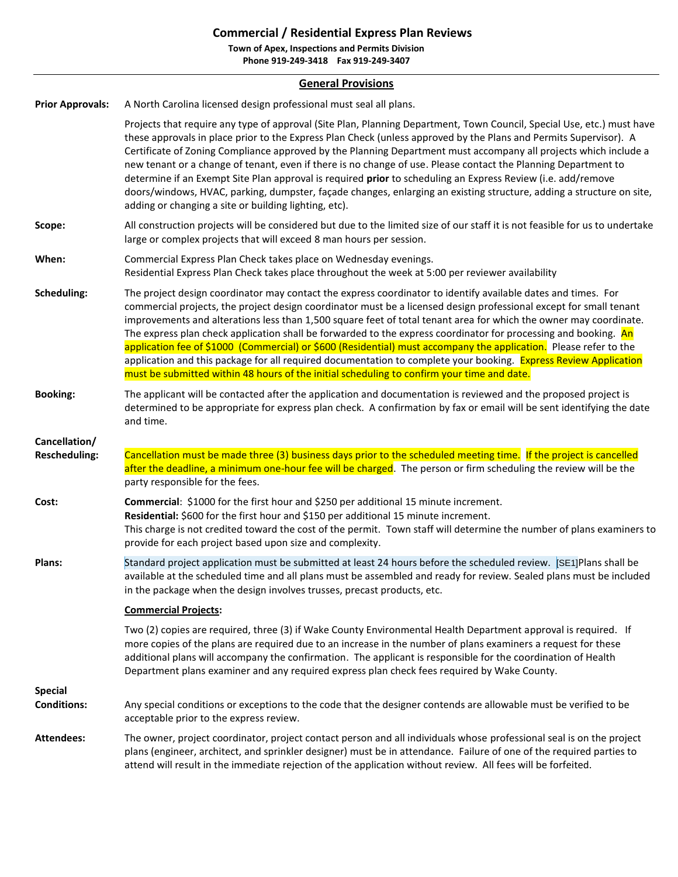# Commercial / Residential Express Plan Reviews

**Town of Apex, Inspections and Permits Division**
**Phone 919-249-3418    Fax 919-249-3407**

## General Provisions

**Prior Approvals:** A North Carolina licensed design professional must seal all plans.

Projects that require any type of approval (Site Plan, Planning Department, Town Council, Special Use, etc.) must have these approvals in place prior to the Express Plan Check (unless approved by the Plans and Permits Supervisor). A Certificate of Zoning Compliance approved by the Planning Department must accompany all projects which include a new tenant or a change of tenant, even if there is no change of use. Please contact the Planning Department to determine if an Exempt Site Plan approval is required **prior** to scheduling an Express Review (i.e. add/remove doors/windows, HVAC, parking, dumpster, façade changes, enlarging an existing structure, adding a structure on site, adding or changing a site or building lighting, etc).

**Scope:** All construction projects will be considered but due to the limited size of our staff it is not feasible for us to undertake large or complex projects that will exceed 8 man hours per session.

**When:** Commercial Express Plan Check takes place on Wednesday evenings.
Residential Express Plan Check takes place throughout the week at 5:00 per reviewer availability

**Scheduling:** The project design coordinator may contact the express coordinator to identify available dates and times. For commercial projects, the project design coordinator must be a licensed design professional except for small tenant improvements and alterations less than 1,500 square feet of total tenant area for which the owner may coordinate. The express plan check application shall be forwarded to the express coordinator for processing and booking. An application fee of $1000 (Commercial) or $600 (Residential) must accompany the application. Please refer to the application and this package for all required documentation to complete your booking. Express Review Application must be submitted within 48 hours of the initial scheduling to confirm your time and date.

**Booking:** The applicant will be contacted after the application and documentation is reviewed and the proposed project is determined to be appropriate for express plan check. A confirmation by fax or email will be sent identifying the date and time.

**Cancellation/ Rescheduling:** Cancellation must be made three (3) business days prior to the scheduled meeting time. If the project is cancelled after the deadline, a minimum one-hour fee will be charged. The person or firm scheduling the review will be the party responsible for the fees.

**Cost:** **Commercial**: $1000 for the first hour and $250 per additional 15 minute increment.
**Residential:** $600 for the first hour and $150 per additional 15 minute increment.
This charge is not credited toward the cost of the permit. Town staff will determine the number of plans examiners to provide for each project based upon size and complexity.

**Plans:** Standard project application must be submitted at least 24 hours before the scheduled review. [SE1]Plans shall be available at the scheduled time and all plans must be assembled and ready for review. Sealed plans must be included in the package when the design involves trusses, precast products, etc.

**Commercial Projects:**

Two (2) copies are required, three (3) if Wake County Environmental Health Department approval is required. If more copies of the plans are required due to an increase in the number of plans examiners a request for these additional plans will accompany the confirmation. The applicant is responsible for the coordination of Health Department plans examiner and any required express plan check fees required by Wake County.

**Special Conditions:** Any special conditions or exceptions to the code that the designer contends are allowable must be verified to be acceptable prior to the express review.

**Attendees:** The owner, project coordinator, project contact person and all individuals whose professional seal is on the project plans (engineer, architect, and sprinkler designer) must be in attendance. Failure of one of the required parties to attend will result in the immediate rejection of the application without review. All fees will be forfeited.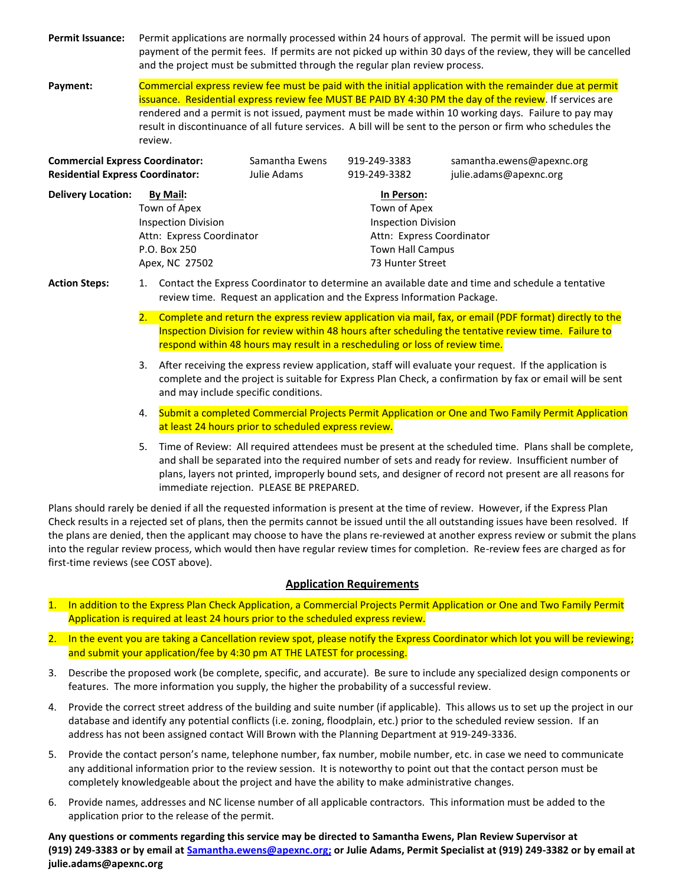**Permit Issuance:** Permit applications are normally processed within 24 hours of approval. The permit will be issued upon payment of the permit fees. If permits are not picked up within 30 days of the review, they will be cancelled and the project must be submitted through the regular plan review process.

**Payment:** Commercial express review fee must be paid with the initial application with the remainder due at permit issuance. Residential express review fee MUST BE PAID BY 4:30 PM the day of the review. If services are rendered and a permit is not issued, payment must be made within 10 working days. Failure to pay may result in discontinuance of all future services. A bill will be sent to the person or firm who schedules the review.

| | | | |
|---|---|---|---|
| **Commercial Express Coordinator:** | Samantha Ewens | 919-249-3383 | samantha.ewens@apexnc.org |
| **Residential Express Coordinator:** | Julie Adams | 919-249-3382 | julie.adams@apexnc.org |

**Delivery Location:**

**By Mail:**
Town of Apex
Inspection Division
Attn: Express Coordinator
P.O. Box 250
Apex, NC 27502

**In Person:**
Town of Apex
Inspection Division
Attn: Express Coordinator
Town Hall Campus
73 Hunter Street

**Action Steps:**

1. Contact the Express Coordinator to determine an available date and time and schedule a tentative review time. Request an application and the Express Information Package.
2. Complete and return the express review application via mail, fax, or email (PDF format) directly to the Inspection Division for review within 48 hours after scheduling the tentative review time. Failure to respond within 48 hours may result in a rescheduling or loss of review time.
3. After receiving the express review application, staff will evaluate your request. If the application is complete and the project is suitable for Express Plan Check, a confirmation by fax or email will be sent and may include specific conditions.
4. Submit a completed Commercial Projects Permit Application or One and Two Family Permit Application at least 24 hours prior to scheduled express review.
5. Time of Review: All required attendees must be present at the scheduled time. Plans shall be complete, and shall be separated into the required number of sets and ready for review. Insufficient number of plans, layers not printed, improperly bound sets, and designer of record not present are all reasons for immediate rejection. PLEASE BE PREPARED.

Plans should rarely be denied if all the requested information is present at the time of review. However, if the Express Plan Check results in a rejected set of plans, then the permits cannot be issued until the all outstanding issues have been resolved. If the plans are denied, then the applicant may choose to have the plans re-reviewed at another express review or submit the plans into the regular review process, which would then have regular review times for completion. Re-review fees are charged as for first-time reviews (see COST above).

## Application Requirements

1. In addition to the Express Plan Check Application, a Commercial Projects Permit Application or One and Two Family Permit Application is required at least 24 hours prior to the scheduled express review.
2. In the event you are taking a Cancellation review spot, please notify the Express Coordinator which lot you will be reviewing; and submit your application/fee by 4:30 pm AT THE LATEST for processing.
3. Describe the proposed work (be complete, specific, and accurate). Be sure to include any specialized design components or features. The more information you supply, the higher the probability of a successful review.
4. Provide the correct street address of the building and suite number (if applicable). This allows us to set up the project in our database and identify any potential conflicts (i.e. zoning, floodplain, etc.) prior to the scheduled review session. If an address has not been assigned contact Will Brown with the Planning Department at 919-249-3336.
5. Provide the contact person's name, telephone number, fax number, mobile number, etc. in case we need to communicate any additional information prior to the review session. It is noteworthy to point out that the contact person must be completely knowledgeable about the project and have the ability to make administrative changes.
6. Provide names, addresses and NC license number of all applicable contractors. This information must be added to the application prior to the release of the permit.

**Any questions or comments regarding this service may be directed to Samantha Ewens, Plan Review Supervisor at (919) 249-3383 or by email at Samantha.ewens@apexnc.org; or Julie Adams, Permit Specialist at (919) 249-3382 or by email at julie.adams@apexnc.org**